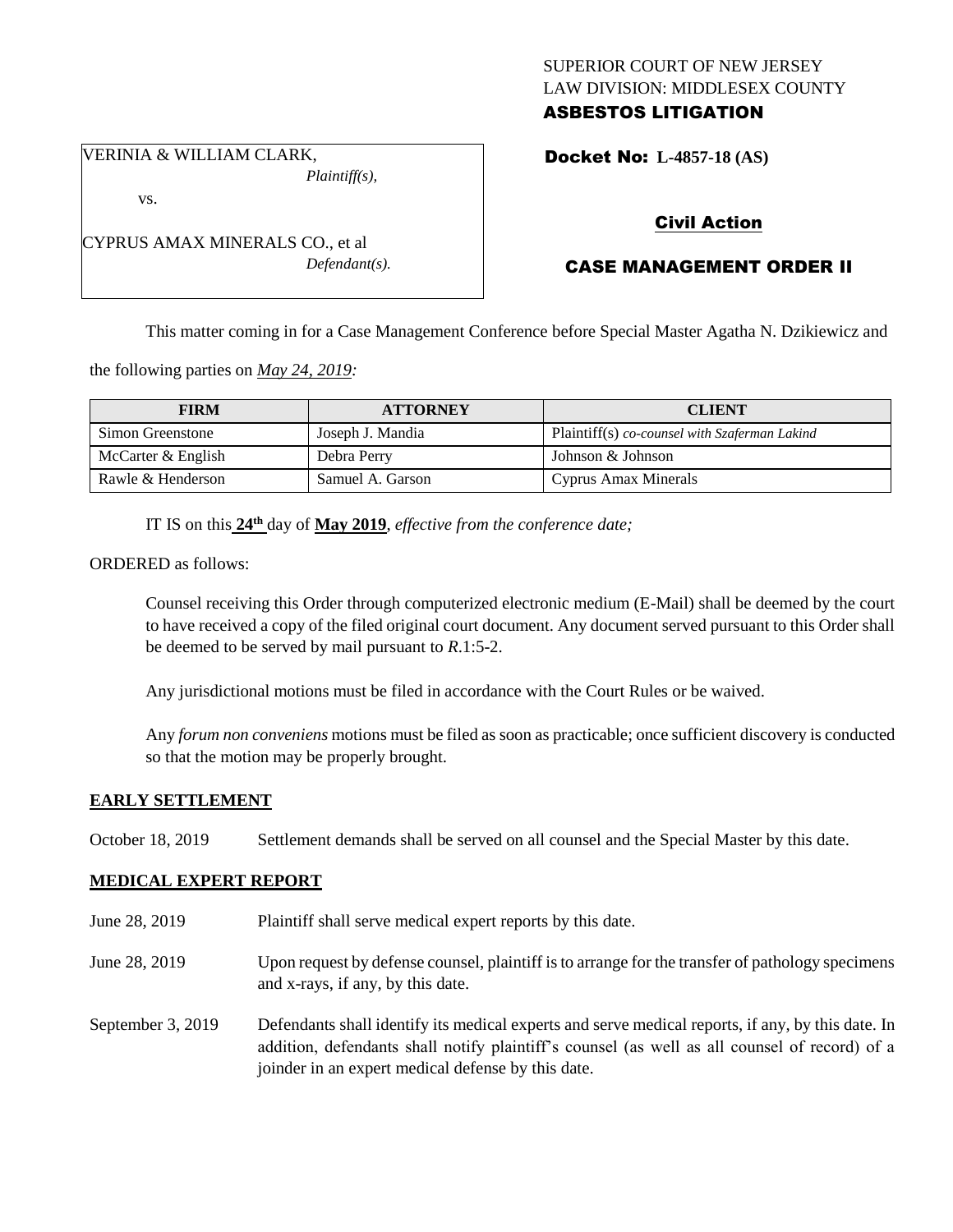SUPERIOR COURT OF NEW JERSEY
LAW DIVISION: MIDDLESEX COUNTY

**ASBESTOS LITIGATION**

VERINIA & WILLIAM CLARK,
*Plaintiff(s),*

vs.

CYPRUS AMAX MINERALS CO., et al
*Defendant(s).*

**Docket No: L-4857-18 (AS)**

**Civil Action**

**CASE MANAGEMENT ORDER II**

This matter coming in for a Case Management Conference before Special Master Agatha N. Dzikiewicz and the following parties on *May 24, 2019:*

| FIRM | ATTORNEY | CLIENT |
|---|---|---|
| Simon Greenstone | Joseph J. Mandia | Plaintiff(s) *co-counsel with Szaferman Lakind* |
| McCarter & English | Debra Perry | Johnson & Johnson |
| Rawle & Henderson | Samuel A. Garson | Cyprus Amax Minerals |

IT IS on this **24th** day of **May 2019**, *effective from the conference date;*

ORDERED as follows:

Counsel receiving this Order through computerized electronic medium (E-Mail) shall be deemed by the court to have received a copy of the filed original court document. Any document served pursuant to this Order shall be deemed to be served by mail pursuant to *R*.1:5-2.

Any jurisdictional motions must be filed in accordance with the Court Rules or be waived.

Any *forum non conveniens* motions must be filed as soon as practicable; once sufficient discovery is conducted so that the motion may be properly brought.

**EARLY SETTLEMENT**

October 18, 2019 Settlement demands shall be served on all counsel and the Special Master by this date.

**MEDICAL EXPERT REPORT**

June 28, 2019 Plaintiff shall serve medical expert reports by this date.

June 28, 2019 Upon request by defense counsel, plaintiff is to arrange for the transfer of pathology specimens and x-rays, if any, by this date.

September 3, 2019 Defendants shall identify its medical experts and serve medical reports, if any, by this date. In addition, defendants shall notify plaintiff's counsel (as well as all counsel of record) of a joinder in an expert medical defense by this date.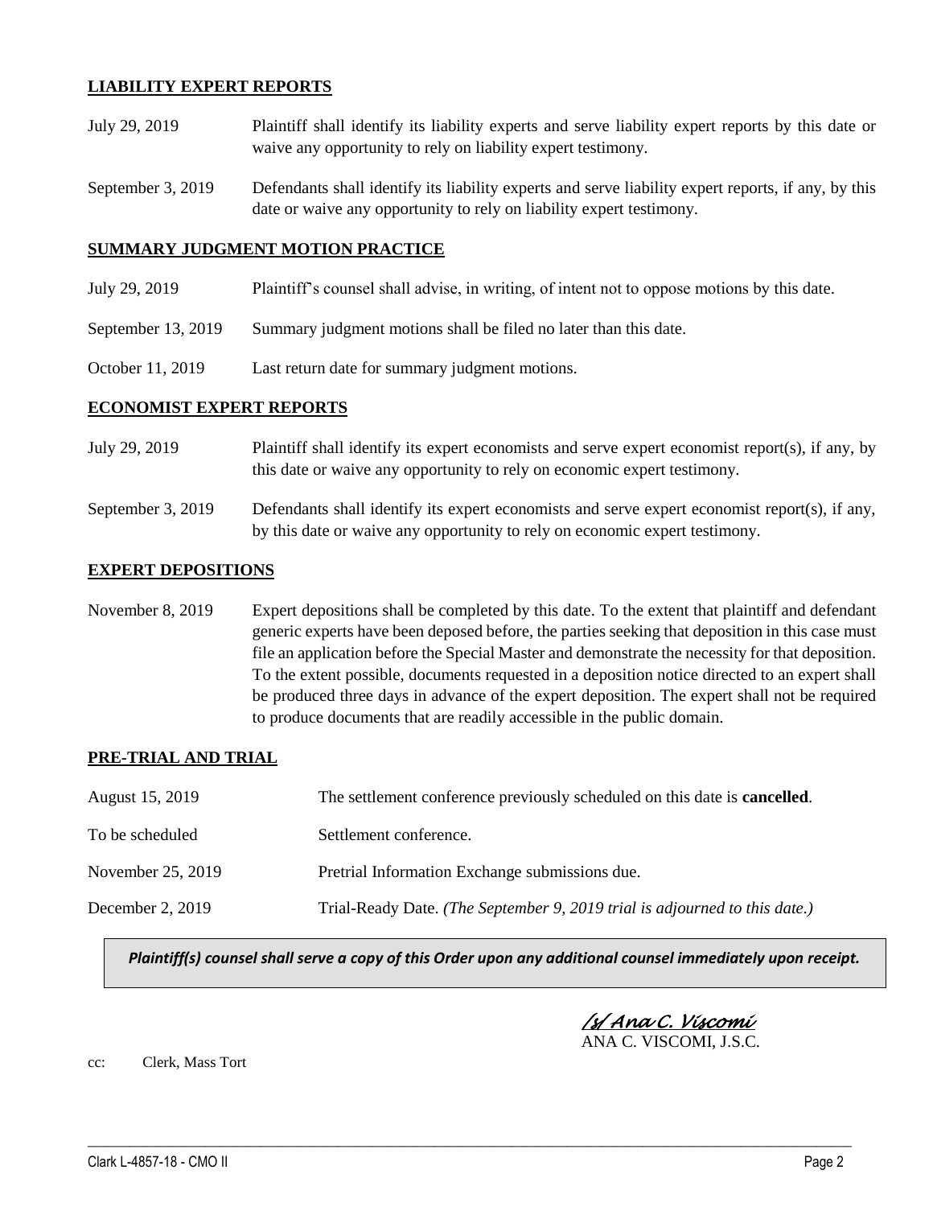## LIABILITY EXPERT REPORTS

| | |
|---|---|
| July 29, 2019 | Plaintiff shall identify its liability experts and serve liability expert reports by this date or waive any opportunity to rely on liability expert testimony. |
| September 3, 2019 | Defendants shall identify its liability experts and serve liability expert reports, if any, by this date or waive any opportunity to rely on liability expert testimony. |

## SUMMARY JUDGMENT MOTION PRACTICE

| | |
|---|---|
| July 29, 2019 | Plaintiff's counsel shall advise, in writing, of intent not to oppose motions by this date. |
| September 13, 2019 | Summary judgment motions shall be filed no later than this date. |
| October 11, 2019 | Last return date for summary judgment motions. |

## ECONOMIST EXPERT REPORTS

| | |
|---|---|
| July 29, 2019 | Plaintiff shall identify its expert economists and serve expert economist report(s), if any, by this date or waive any opportunity to rely on economic expert testimony. |
| September 3, 2019 | Defendants shall identify its expert economists and serve expert economist report(s), if any, by this date or waive any opportunity to rely on economic expert testimony. |

## EXPERT DEPOSITIONS

| | |
|---|---|
| November 8, 2019 | Expert depositions shall be completed by this date. To the extent that plaintiff and defendant generic experts have been deposed before, the parties seeking that deposition in this case must file an application before the Special Master and demonstrate the necessity for that deposition. To the extent possible, documents requested in a deposition notice directed to an expert shall be produced three days in advance of the expert deposition. The expert shall not be required to produce documents that are readily accessible in the public domain. |

## PRE-TRIAL AND TRIAL

| | |
|---|---|
| August 15, 2019 | The settlement conference previously scheduled on this date is **cancelled**. |
| To be scheduled | Settlement conference. |
| November 25, 2019 | Pretrial Information Exchange submissions due. |
| December 2, 2019 | Trial-Ready Date. *(The September 9, 2019 trial is adjourned to this date.)* |

***Plaintiff(s) counsel shall serve a copy of this Order upon any additional counsel immediately upon receipt.***

*/s/ Ana C. Viscomi*
ANA C. VISCOMI, J.S.C.

cc: Clerk, Mass Tort

Clark L-4857-18 - CMO II